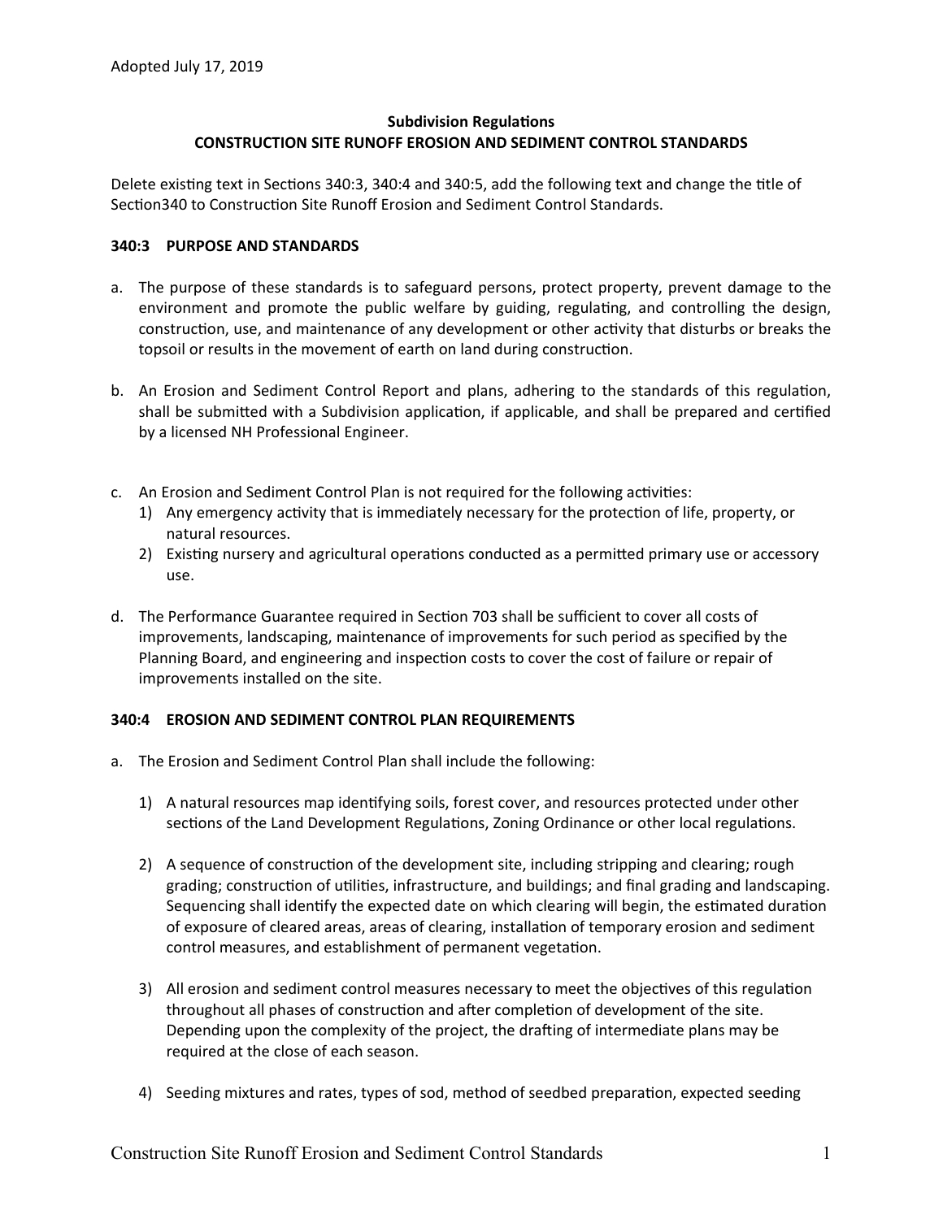Adopted July 17, 2019

**Subdivision Regulations**
**CONSTRUCTION SITE RUNOFF EROSION AND SEDIMENT CONTROL STANDARDS**

Delete existing text in Sections 340:3, 340:4 and 340:5, add the following text and change the title of Section340 to Construction Site Runoff Erosion and Sediment Control Standards.

## 340:3 PURPOSE AND STANDARDS

a. The purpose of these standards is to safeguard persons, protect property, prevent damage to the environment and promote the public welfare by guiding, regulating, and controlling the design, construction, use, and maintenance of any development or other activity that disturbs or breaks the topsoil or results in the movement of earth on land during construction.

b. An Erosion and Sediment Control Report and plans, adhering to the standards of this regulation, shall be submitted with a Subdivision application, if applicable, and shall be prepared and certified by a licensed NH Professional Engineer.

c. An Erosion and Sediment Control Plan is not required for the following activities:
   1) Any emergency activity that is immediately necessary for the protection of life, property, or natural resources.
   2) Existing nursery and agricultural operations conducted as a permitted primary use or accessory use.

d. The Performance Guarantee required in Section 703 shall be sufficient to cover all costs of improvements, landscaping, maintenance of improvements for such period as specified by the Planning Board, and engineering and inspection costs to cover the cost of failure or repair of improvements installed on the site.

## 340:4 EROSION AND SEDIMENT CONTROL PLAN REQUIREMENTS

a. The Erosion and Sediment Control Plan shall include the following:

   1) A natural resources map identifying soils, forest cover, and resources protected under other sections of the Land Development Regulations, Zoning Ordinance or other local regulations.

   2) A sequence of construction of the development site, including stripping and clearing; rough grading; construction of utilities, infrastructure, and buildings; and final grading and landscaping. Sequencing shall identify the expected date on which clearing will begin, the estimated duration of exposure of cleared areas, areas of clearing, installation of temporary erosion and sediment control measures, and establishment of permanent vegetation.

   3) All erosion and sediment control measures necessary to meet the objectives of this regulation throughout all phases of construction and after completion of development of the site. Depending upon the complexity of the project, the drafting of intermediate plans may be required at the close of each season.

   4) Seeding mixtures and rates, types of sod, method of seedbed preparation, expected seeding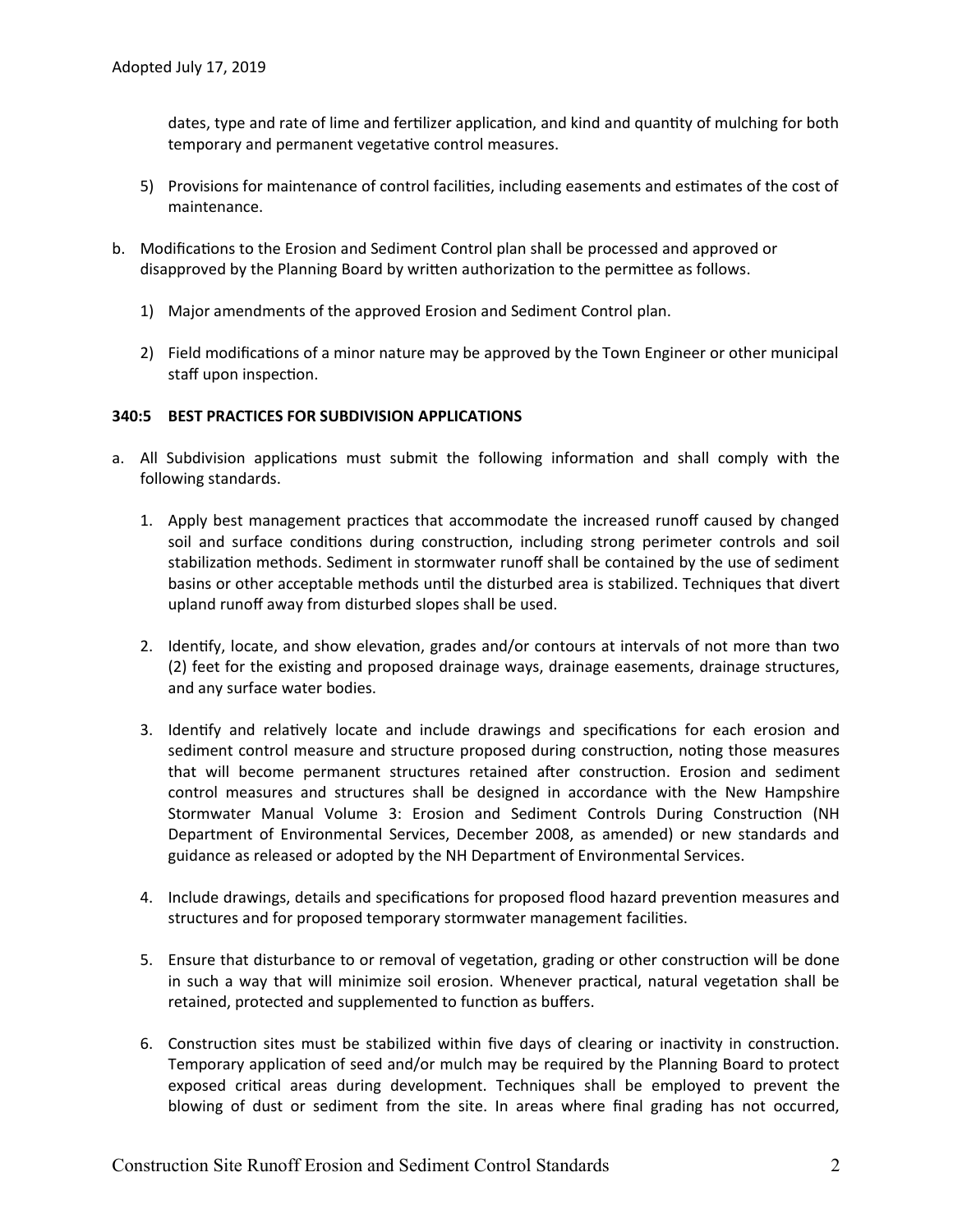dates, type and rate of lime and fertilizer application, and kind and quantity of mulching for both temporary and permanent vegetative control measures.

5) Provisions for maintenance of control facilities, including easements and estimates of the cost of maintenance.

b. Modifications to the Erosion and Sediment Control plan shall be processed and approved or disapproved by the Planning Board by written authorization to the permittee as follows.

   1) Major amendments of the approved Erosion and Sediment Control plan.

   2) Field modifications of a minor nature may be approved by the Town Engineer or other municipal staff upon inspection.

**340:5 BEST PRACTICES FOR SUBDIVISION APPLICATIONS**

a. All Subdivision applications must submit the following information and shall comply with the following standards.

   1. Apply best management practices that accommodate the increased runoff caused by changed soil and surface conditions during construction, including strong perimeter controls and soil stabilization methods. Sediment in stormwater runoff shall be contained by the use of sediment basins or other acceptable methods until the disturbed area is stabilized. Techniques that divert upland runoff away from disturbed slopes shall be used.

   2. Identify, locate, and show elevation, grades and/or contours at intervals of not more than two (2) feet for the existing and proposed drainage ways, drainage easements, drainage structures, and any surface water bodies.

   3. Identify and relatively locate and include drawings and specifications for each erosion and sediment control measure and structure proposed during construction, noting those measures that will become permanent structures retained after construction. Erosion and sediment control measures and structures shall be designed in accordance with the New Hampshire Stormwater Manual Volume 3: Erosion and Sediment Controls During Construction (NH Department of Environmental Services, December 2008, as amended) or new standards and guidance as released or adopted by the NH Department of Environmental Services.

   4. Include drawings, details and specifications for proposed flood hazard prevention measures and structures and for proposed temporary stormwater management facilities.

   5. Ensure that disturbance to or removal of vegetation, grading or other construction will be done in such a way that will minimize soil erosion. Whenever practical, natural vegetation shall be retained, protected and supplemented to function as buffers.

   6. Construction sites must be stabilized within five days of clearing or inactivity in construction. Temporary application of seed and/or mulch may be required by the Planning Board to protect exposed critical areas during development. Techniques shall be employed to prevent the blowing of dust or sediment from the site. In areas where final grading has not occurred,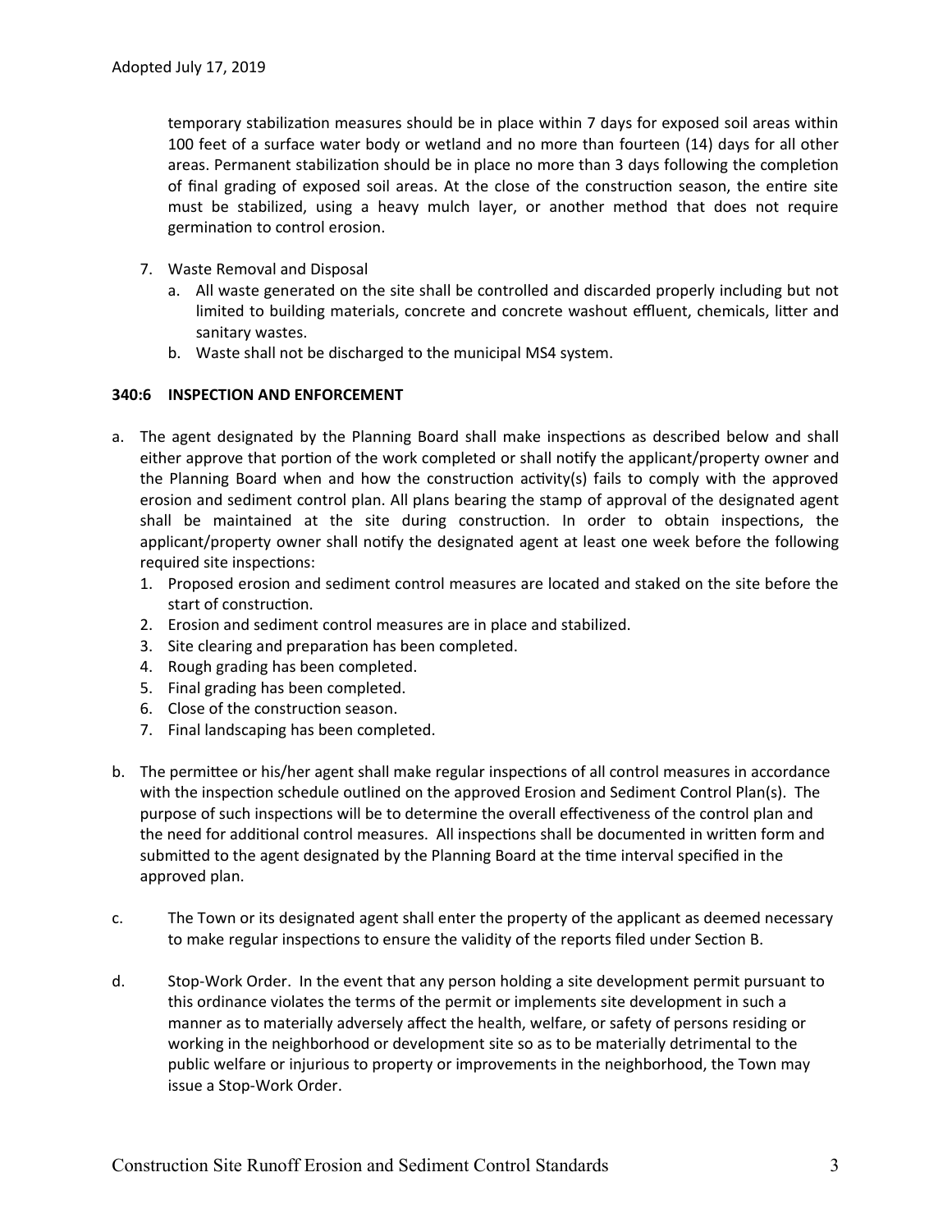temporary stabilization measures should be in place within 7 days for exposed soil areas within 100 feet of a surface water body or wetland and no more than fourteen (14) days for all other areas. Permanent stabilization should be in place no more than 3 days following the completion of final grading of exposed soil areas. At the close of the construction season, the entire site must be stabilized, using a heavy mulch layer, or another method that does not require germination to control erosion.

7. Waste Removal and Disposal
   a. All waste generated on the site shall be controlled and discarded properly including but not limited to building materials, concrete and concrete washout effluent, chemicals, litter and sanitary wastes.
   b. Waste shall not be discharged to the municipal MS4 system.

**340:6 INSPECTION AND ENFORCEMENT**

a. The agent designated by the Planning Board shall make inspections as described below and shall either approve that portion of the work completed or shall notify the applicant/property owner and the Planning Board when and how the construction activity(s) fails to comply with the approved erosion and sediment control plan. All plans bearing the stamp of approval of the designated agent shall be maintained at the site during construction. In order to obtain inspections, the applicant/property owner shall notify the designated agent at least one week before the following required site inspections:
   1. Proposed erosion and sediment control measures are located and staked on the site before the start of construction.
   2. Erosion and sediment control measures are in place and stabilized.
   3. Site clearing and preparation has been completed.
   4. Rough grading has been completed.
   5. Final grading has been completed.
   6. Close of the construction season.
   7. Final landscaping has been completed.

b. The permittee or his/her agent shall make regular inspections of all control measures in accordance with the inspection schedule outlined on the approved Erosion and Sediment Control Plan(s). The purpose of such inspections will be to determine the overall effectiveness of the control plan and the need for additional control measures. All inspections shall be documented in written form and submitted to the agent designated by the Planning Board at the time interval specified in the approved plan.

c. The Town or its designated agent shall enter the property of the applicant as deemed necessary to make regular inspections to ensure the validity of the reports filed under Section B.

d. Stop-Work Order. In the event that any person holding a site development permit pursuant to this ordinance violates the terms of the permit or implements site development in such a manner as to materially adversely affect the health, welfare, or safety of persons residing or working in the neighborhood or development site so as to be materially detrimental to the public welfare or injurious to property or improvements in the neighborhood, the Town may issue a Stop-Work Order.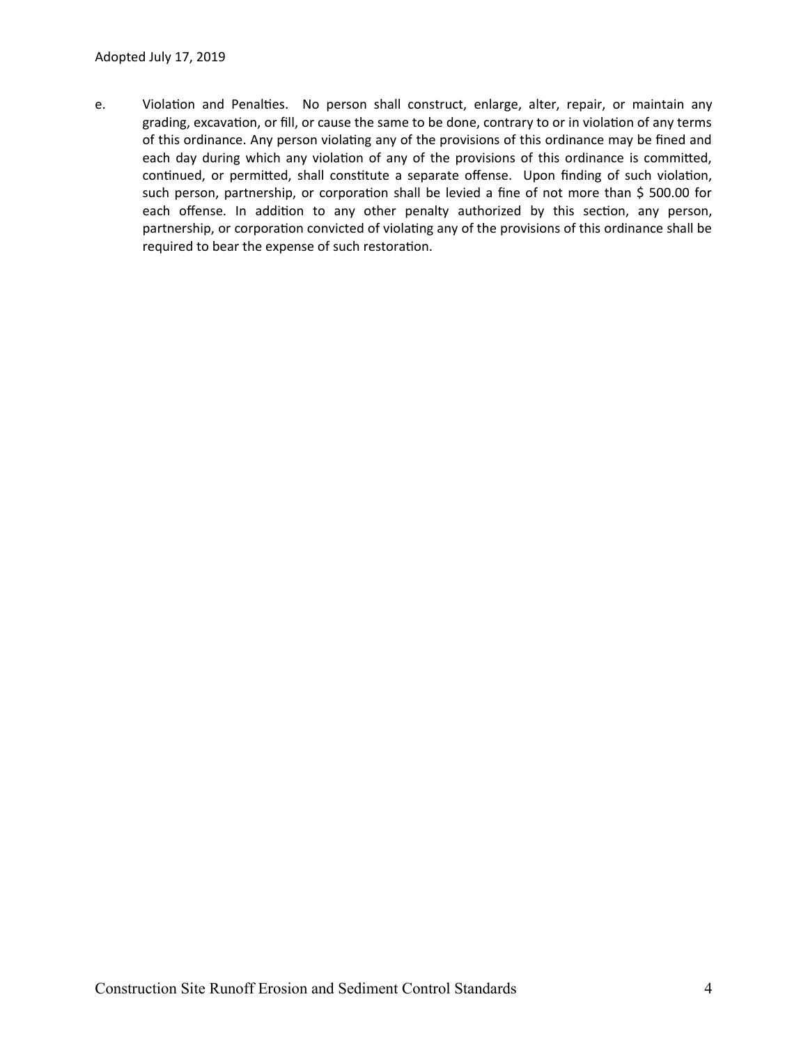e. Violation and Penalties. No person shall construct, enlarge, alter, repair, or maintain any grading, excavation, or fill, or cause the same to be done, contrary to or in violation of any terms of this ordinance. Any person violating any of the provisions of this ordinance may be fined and each day during which any violation of any of the provisions of this ordinance is committed, continued, or permitted, shall constitute a separate offense. Upon finding of such violation, such person, partnership, or corporation shall be levied a fine of not more than $ 500.00 for each offense. In addition to any other penalty authorized by this section, any person, partnership, or corporation convicted of violating any of the provisions of this ordinance shall be required to bear the expense of such restoration.